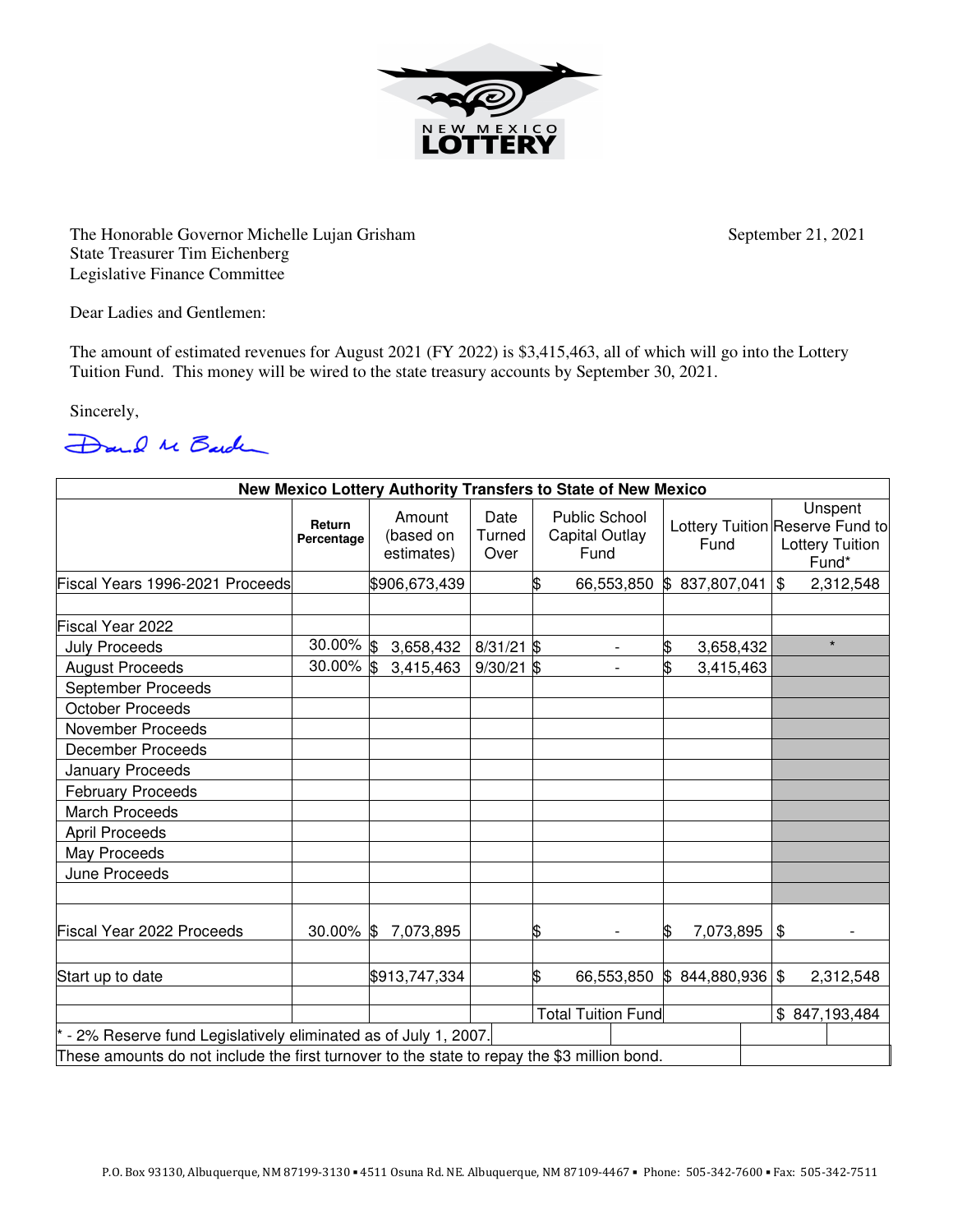NEW MEXICO LOTTERY

The Honorable Governor Michelle Lujan Grisham
State Treasurer Tim Eichenberg
Legislative Finance Committee

September 21, 2021

Dear Ladies and Gentlemen:

The amount of estimated revenues for August 2021 (FY 2022) is $3,415,463, all of which will go into the Lottery Tuition Fund. This money will be wired to the state treasury accounts by September 30, 2021.

Sincerely,

| New Mexico Lottery Authority Transfers to State of New Mexico | | | | | | |
|---|---|---|---|---|---|---|
| | Return Percentage | Amount (based on estimates) | Date Turned Over | Public School Capital Outlay Fund | Lottery Tuition Fund | Unspent Reserve Fund to Lottery Tuition Fund* |
| Fiscal Years 1996-2021 Proceeds | | $906,673,439 | | $ 66,553,850 | $ 837,807,041 | $ 2,312,548 |
| | | | | | | |
| Fiscal Year 2022 | | | | | | |
| July Proceeds | 30.00% | $ 3,658,432 | 8/31/21 | $ - | $ 3,658,432 | * |
| August Proceeds | 30.00% | $ 3,415,463 | 9/30/21 | $ - | $ 3,415,463 | |
| September Proceeds | | | | | | |
| October Proceeds | | | | | | |
| November Proceeds | | | | | | |
| December Proceeds | | | | | | |
| January Proceeds | | | | | | |
| February Proceeds | | | | | | |
| March Proceeds | | | | | | |
| April Proceeds | | | | | | |
| May Proceeds | | | | | | |
| June Proceeds | | | | | | |
| | | | | | | |
| Fiscal Year 2022 Proceeds | 30.00% | $ 7,073,895 | | $ - | $ 7,073,895 | $ - |
| | | | | | | |
| Start up to date | | $913,747,334 | | $ 66,553,850 | $ 844,880,936 | $ 2,312,548 |
| | | | | | | |
| | | | | Total Tuition Fund | | $ 847,193,484 |

* - 2% Reserve fund Legislatively eliminated as of July 1, 2007.

These amounts do not include the first turnover to the state to repay the $3 million bond.

P.O. Box 93130, Albuquerque, NM 87199-3130 ▪ 4511 Osuna Rd. NE. Albuquerque, NM 87109-4467 ▪ Phone: 505-342-7600 ▪ Fax: 505-342-7511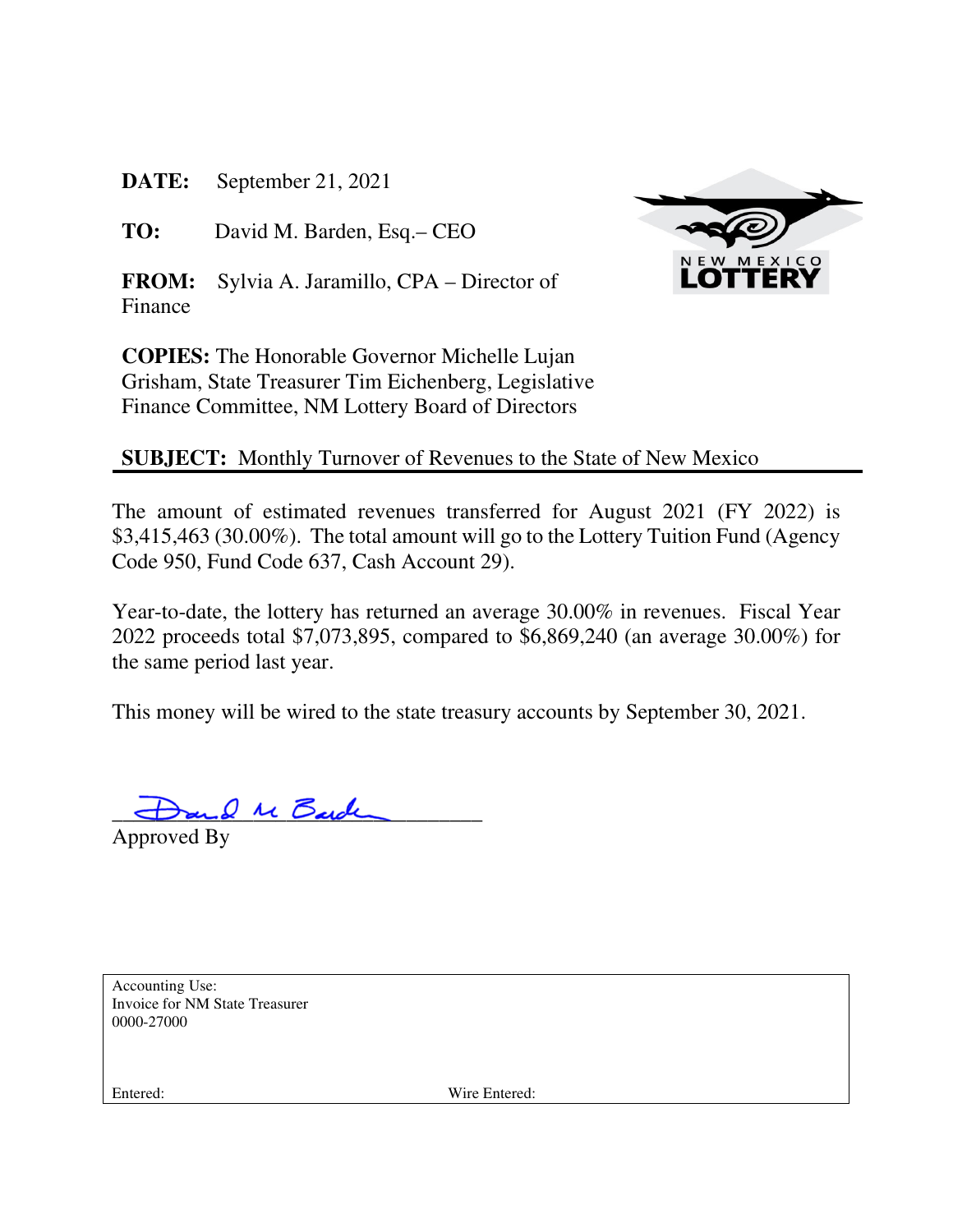**DATE:** September 21, 2021

**TO:** David M. Barden, Esq.– CEO

**FROM:** Sylvia A. Jaramillo, CPA – Director of Finance

**COPIES:** The Honorable Governor Michelle Lujan Grisham, State Treasurer Tim Eichenberg, Legislative Finance Committee, NM Lottery Board of Directors

**SUBJECT:** Monthly Turnover of Revenues to the State of New Mexico

The amount of estimated revenues transferred for August 2021 (FY 2022) is $3,415,463 (30.00%). The total amount will go to the Lottery Tuition Fund (Agency Code 950, Fund Code 637, Cash Account 29).

Year-to-date, the lottery has returned an average 30.00% in revenues. Fiscal Year 2022 proceeds total $7,073,895, compared to $6,869,240 (an average 30.00%) for the same period last year.

This money will be wired to the state treasury accounts by September 30, 2021.

______________________________
Approved By

Accounting Use:
Invoice for NM State Treasurer
0000-27000

Entered: Wire Entered: